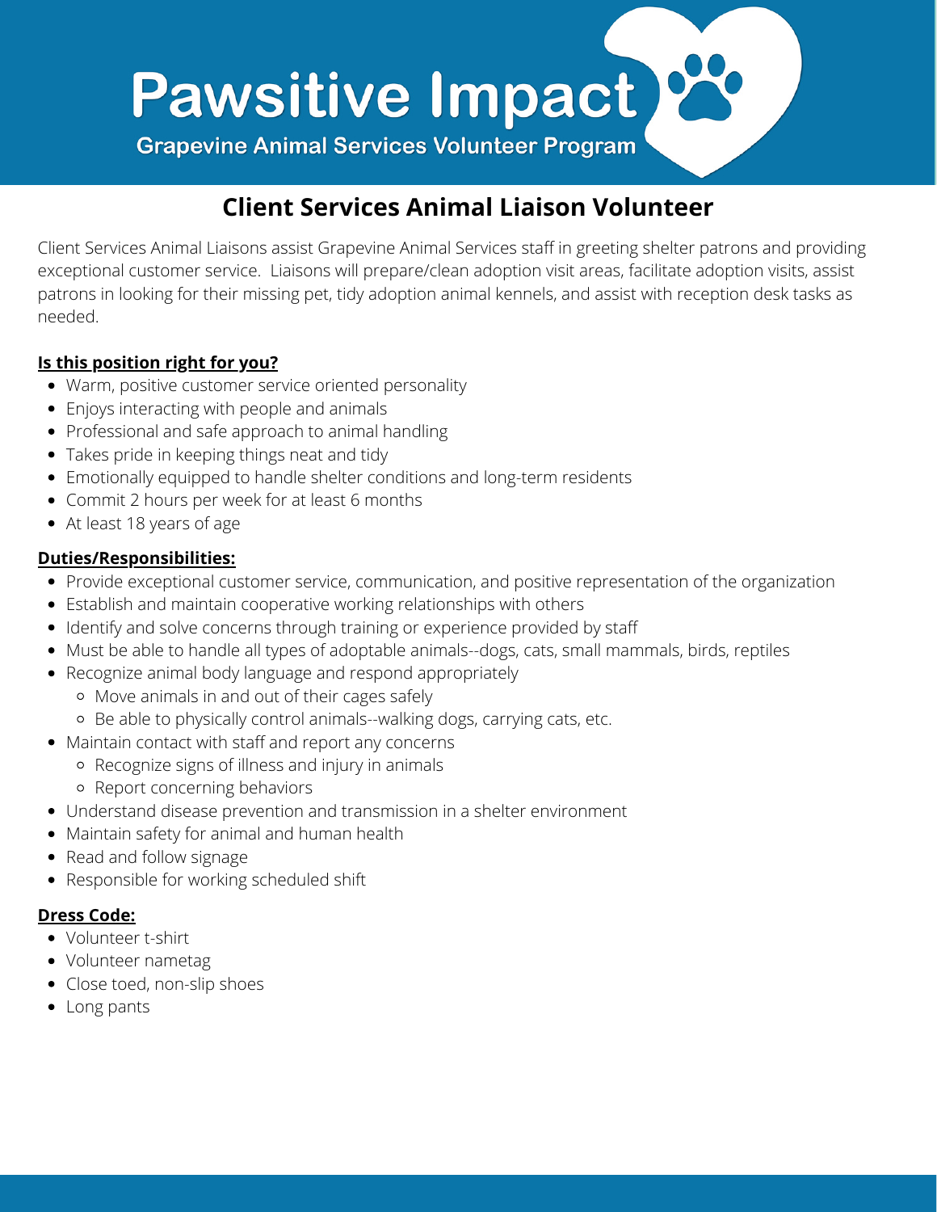# Pawsitive Impact

Grapevine Animal Services Volunteer Program

## Client Services Animal Liaison Volunteer

Client Services Animal Liaisons assist Grapevine Animal Services staff in greeting shelter patrons and providing exceptional customer service. Liaisons will prepare/clean adoption visit areas, facilitate adoption visits, assist patrons in looking for their missing pet, tidy adoption animal kennels, and assist with reception desk tasks as needed.

**Is this position right for you?**

- Warm, positive customer service oriented personality
- Enjoys interacting with people and animals
- Professional and safe approach to animal handling
- Takes pride in keeping things neat and tidy
- Emotionally equipped to handle shelter conditions and long-term residents
- Commit 2 hours per week for at least 6 months
- At least 18 years of age

**Duties/Responsibilities:**

- Provide exceptional customer service, communication, and positive representation of the organization
- Establish and maintain cooperative working relationships with others
- Identify and solve concerns through training or experience provided by staff
- Must be able to handle all types of adoptable animals--dogs, cats, small mammals, birds, reptiles
- Recognize animal body language and respond appropriately
  - Move animals in and out of their cages safely
  - Be able to physically control animals--walking dogs, carrying cats, etc.
- Maintain contact with staff and report any concerns
  - Recognize signs of illness and injury in animals
  - Report concerning behaviors
- Understand disease prevention and transmission in a shelter environment
- Maintain safety for animal and human health
- Read and follow signage
- Responsible for working scheduled shift

**Dress Code:**

- Volunteer t-shirt
- Volunteer nametag
- Close toed, non-slip shoes
- Long pants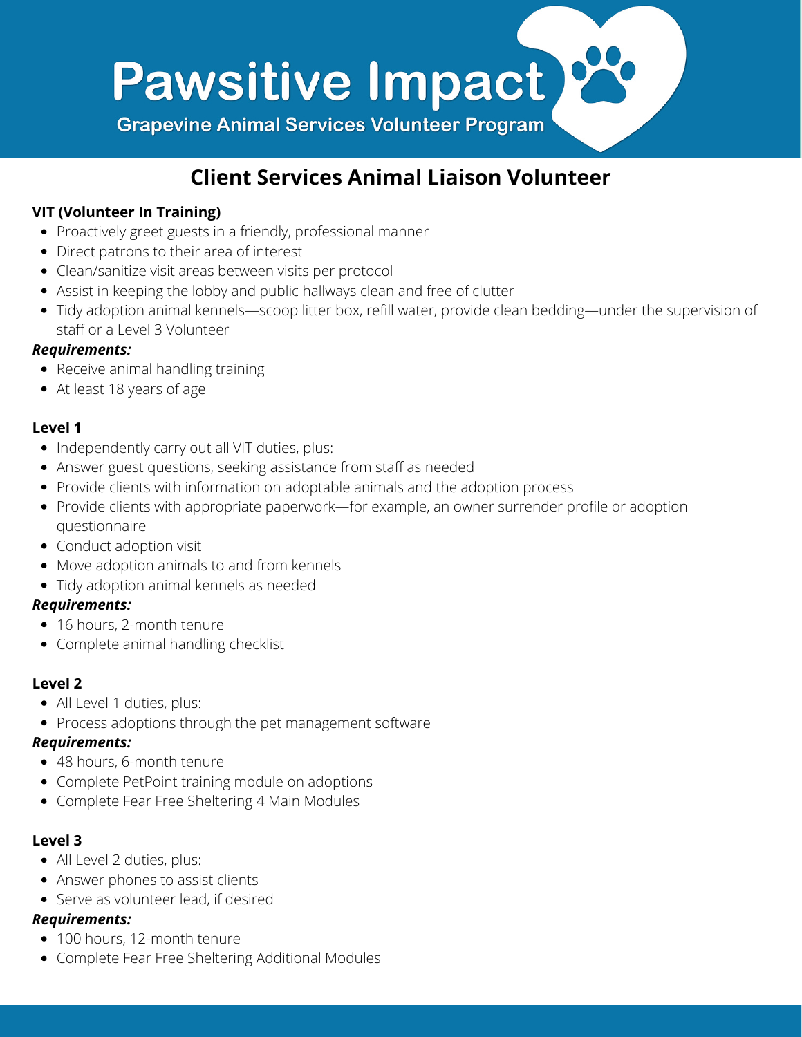# Pawsitive Impact

**Grapevine Animal Services Volunteer Program**

## Client Services Animal Liaison Volunteer

**VIT (Volunteer In Training)**

- Proactively greet guests in a friendly, professional manner
- Direct patrons to their area of interest
- Clean/sanitize visit areas between visits per protocol
- Assist in keeping the lobby and public hallways clean and free of clutter
- Tidy adoption animal kennels—scoop litter box, refill water, provide clean bedding—under the supervision of staff or a Level 3 Volunteer

***Requirements:***

- Receive animal handling training
- At least 18 years of age

**Level 1**

- Independently carry out all VIT duties, plus:
- Answer guest questions, seeking assistance from staff as needed
- Provide clients with information on adoptable animals and the adoption process
- Provide clients with appropriate paperwork—for example, an owner surrender profile or adoption questionnaire
- Conduct adoption visit
- Move adoption animals to and from kennels
- Tidy adoption animal kennels as needed

***Requirements:***

- 16 hours, 2-month tenure
- Complete animal handling checklist

**Level 2**

- All Level 1 duties, plus:
- Process adoptions through the pet management software

***Requirements:***

- 48 hours, 6-month tenure
- Complete PetPoint training module on adoptions
- Complete Fear Free Sheltering 4 Main Modules

**Level 3**

- All Level 2 duties, plus:
- Answer phones to assist clients
- Serve as volunteer lead, if desired

***Requirements:***

- 100 hours, 12-month tenure
- Complete Fear Free Sheltering Additional Modules